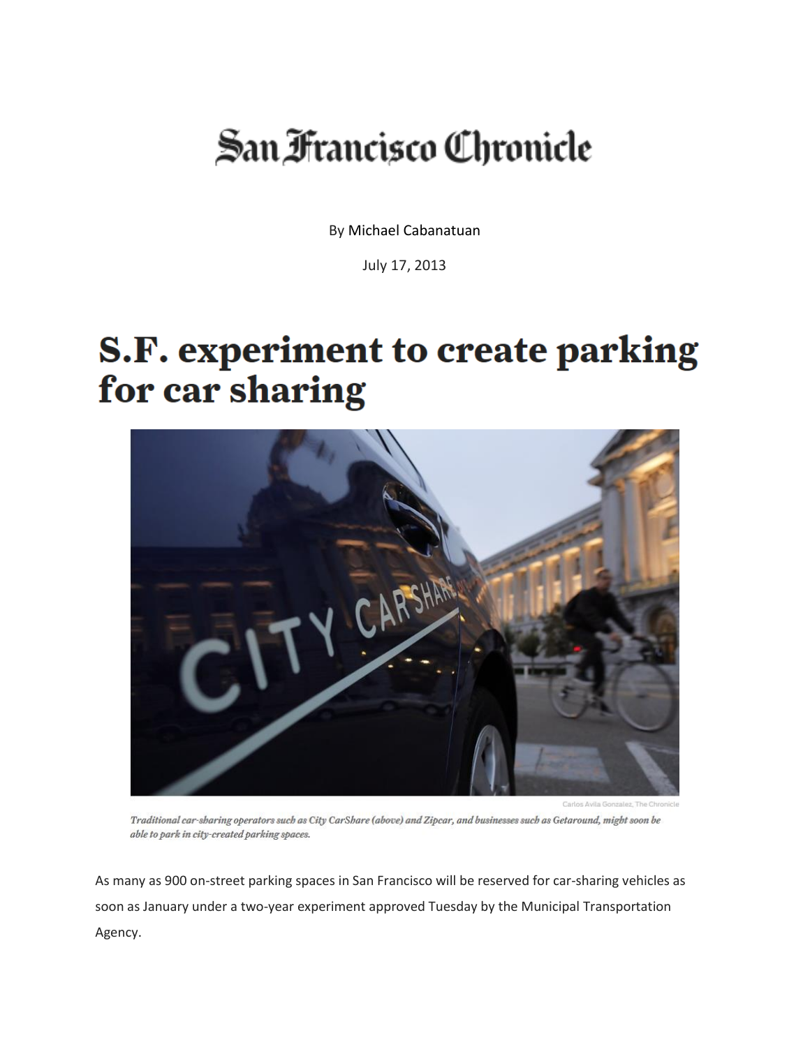# San Francisco Chronicle

By Michael Cabanatuan

July 17, 2013

## S.F. experiment to create parking for car sharing

Carlos Avila Gonzalez, The Chronicle

*Traditional car-sharing operators such as City CarShare (above) and Zipcar, and businesses such as Getaround, might soon be able to park in city-created parking spaces.*

As many as 900 on-street parking spaces in San Francisco will be reserved for car-sharing vehicles as soon as January under a two-year experiment approved Tuesday by the Municipal Transportation Agency.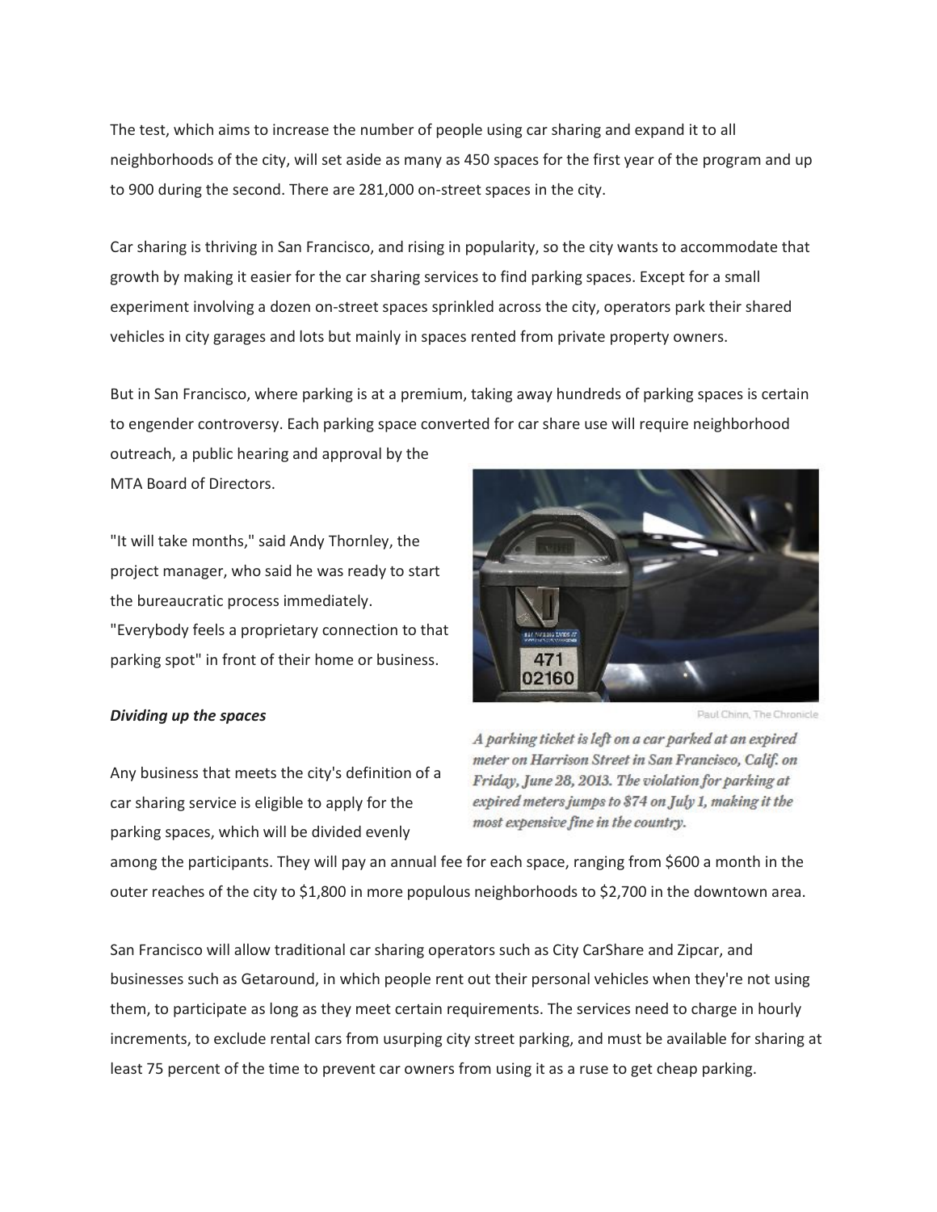The test, which aims to increase the number of people using car sharing and expand it to all neighborhoods of the city, will set aside as many as 450 spaces for the first year of the program and up to 900 during the second. There are 281,000 on-street spaces in the city.

Car sharing is thriving in San Francisco, and rising in popularity, so the city wants to accommodate that growth by making it easier for the car sharing services to find parking spaces. Except for a small experiment involving a dozen on-street spaces sprinkled across the city, operators park their shared vehicles in city garages and lots but mainly in spaces rented from private property owners.

But in San Francisco, where parking is at a premium, taking away hundreds of parking spaces is certain to engender controversy. Each parking space converted for car share use will require neighborhood outreach, a public hearing and approval by the MTA Board of Directors.

"It will take months," said Andy Thornley, the project manager, who said he was ready to start the bureaucratic process immediately. "Everybody feels a proprietary connection to that parking spot" in front of their home or business.

Paul Chinn, The Chronicle

*A parking ticket is left on a car parked at an expired meter on Harrison Street in San Francisco, Calif. on Friday, June 28, 2013. The violation for parking at expired meters jumps to $74 on July 1, making it the most expensive fine in the country.*

***Dividing up the spaces***

Any business that meets the city's definition of a car sharing service is eligible to apply for the parking spaces, which will be divided evenly among the participants. They will pay an annual fee for each space, ranging from $600 a month in the outer reaches of the city to $1,800 in more populous neighborhoods to $2,700 in the downtown area.

San Francisco will allow traditional car sharing operators such as City CarShare and Zipcar, and businesses such as Getaround, in which people rent out their personal vehicles when they're not using them, to participate as long as they meet certain requirements. The services need to charge in hourly increments, to exclude rental cars from usurping city street parking, and must be available for sharing at least 75 percent of the time to prevent car owners from using it as a ruse to get cheap parking.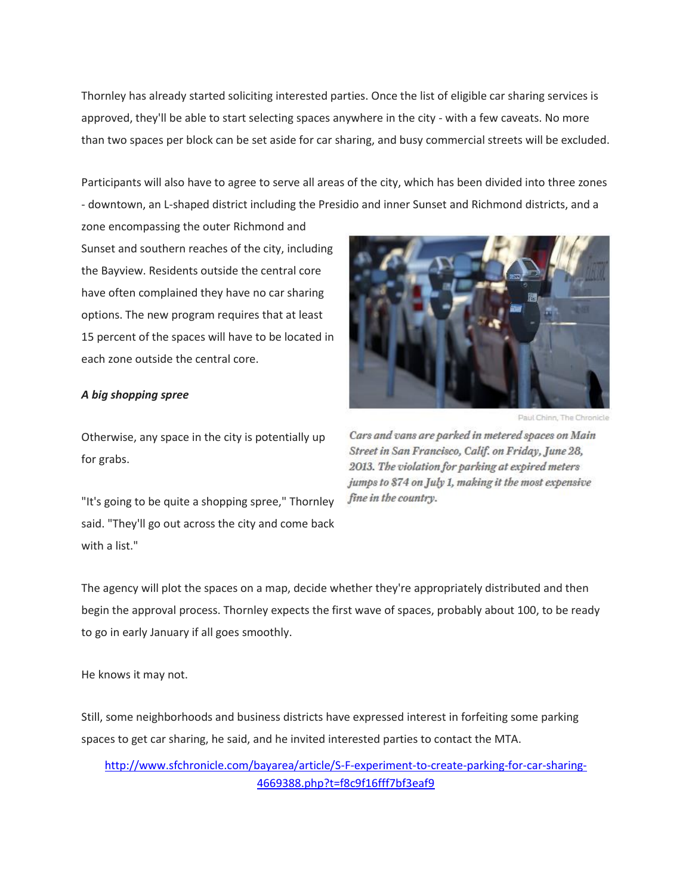Thornley has already started soliciting interested parties. Once the list of eligible car sharing services is approved, they'll be able to start selecting spaces anywhere in the city - with a few caveats. No more than two spaces per block can be set aside for car sharing, and busy commercial streets will be excluded.

Participants will also have to agree to serve all areas of the city, which has been divided into three zones - downtown, an L-shaped district including the Presidio and inner Sunset and Richmond districts, and a zone encompassing the outer Richmond and Sunset and southern reaches of the city, including the Bayview. Residents outside the central core have often complained they have no car sharing options. The new program requires that at least 15 percent of the spaces will have to be located in each zone outside the central core.

Paul Chinn, The Chronicle

*Cars and vans are parked in metered spaces on Main Street in San Francisco, Calif. on Friday, June 28, 2013. The violation for parking at expired meters jumps to $74 on July 1, making it the most expensive fine in the country.*

***A big shopping spree***

Otherwise, any space in the city is potentially up for grabs.

"It's going to be quite a shopping spree," Thornley said. "They'll go out across the city and come back with a list."

The agency will plot the spaces on a map, decide whether they're appropriately distributed and then begin the approval process. Thornley expects the first wave of spaces, probably about 100, to be ready to go in early January if all goes smoothly.

He knows it may not.

Still, some neighborhoods and business districts have expressed interest in forfeiting some parking spaces to get car sharing, he said, and he invited interested parties to contact the MTA.

http://www.sfchronicle.com/bayarea/article/S-F-experiment-to-create-parking-for-car-sharing-4669388.php?t=f8c9f16fff7bf3eaf9